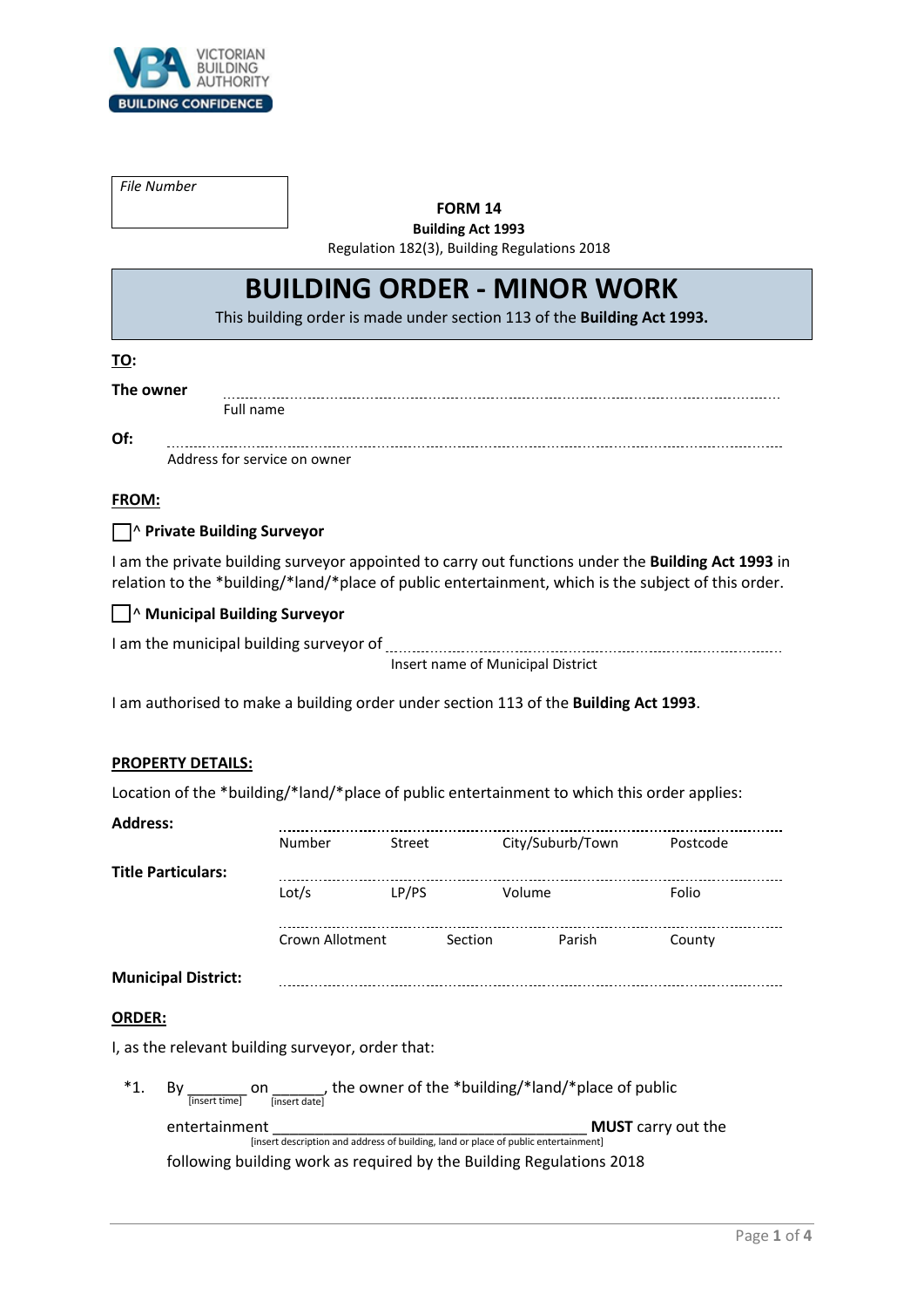VICTORIAN BUILDING AUTHORITY
BUILDING CONFIDENCE

*File Number*

**FORM 14**
**Building Act 1993**
Regulation 182(3), Building Regulations 2018

# BUILDING ORDER - MINOR WORK

This building order is made under section 113 of the **Building Act 1993.**

**TO:**

**The owner** ..........................................................................
Full name

**Of:** ..........................................................................
Address for service on owner

**FROM:**

☐^ **Private Building Surveyor**

I am the private building surveyor appointed to carry out functions under the **Building Act 1993** in relation to the *building/*land/*place of public entertainment, which is the subject of this order.

☐^ **Municipal Building Surveyor**

I am the municipal building surveyor of ..........................................................................
Insert name of Municipal District

I am authorised to make a building order under section 113 of the **Building Act 1993**.

**PROPERTY DETAILS:**

Location of the *building/*land/*place of public entertainment to which this order applies:

**Address:** ..........................................................................
Number Street City/Suburb/Town Postcode

**Title Particulars:** ..........................................................................
Lot/s LP/PS Volume Folio

..........................................................................
Crown Allotment Section Parish County

**Municipal District:** ..........................................................................

**ORDER:**

I, as the relevant building surveyor, order that:

*1. By _______ [insert time] on ______ [insert date], the owner of the *building/*land/*place of public entertainment _____________________________________ [insert description and address of building, land or place of public entertainment] **MUST** carry out the following building work as required by the Building Regulations 2018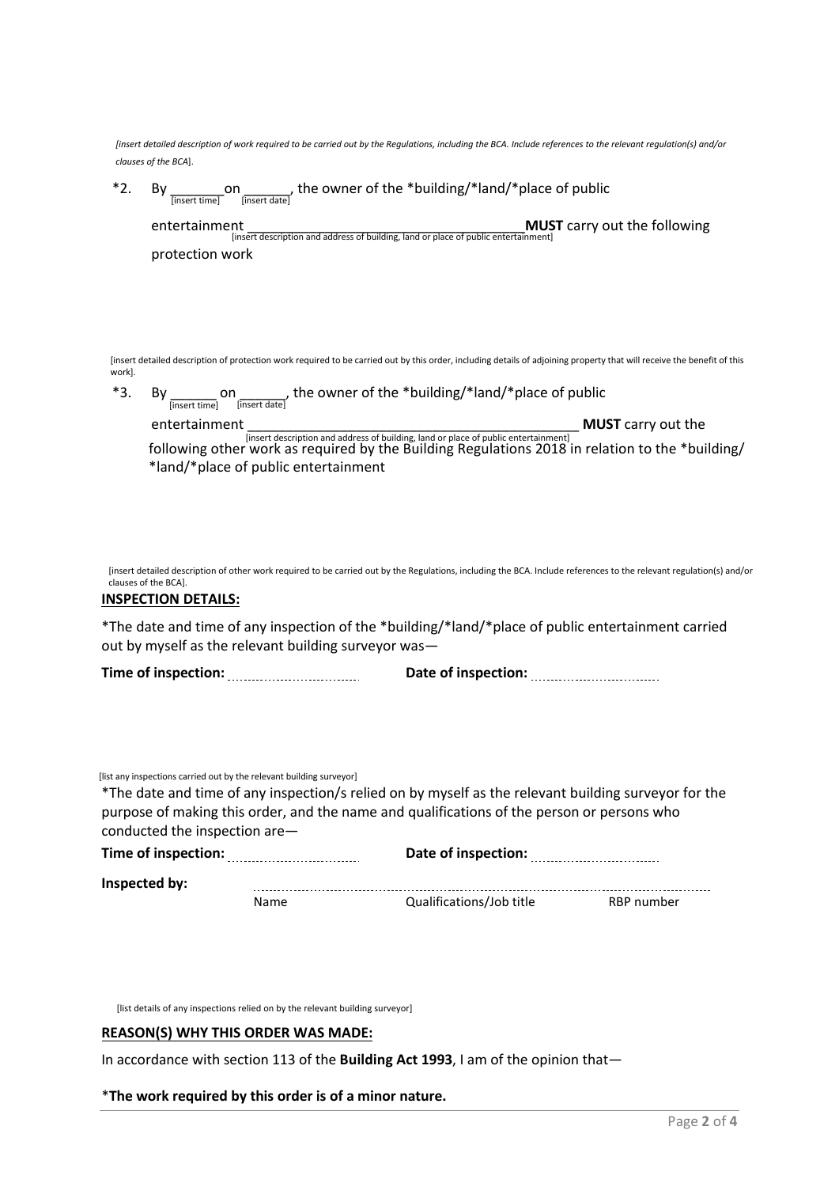*[insert detailed description of work required to be carried out by the Regulations, including the BCA. Include references to the relevant regulation(s) and/or clauses of the BCA*].

*2. By _______ on _______, the owner of the *building/*land/*place of public entertainment _______________________________________ **MUST** carry out the following protection work

[insert time] [insert date] [insert description and address of building, land or place of public entertainment]

[insert detailed description of protection work required to be carried out by this order, including details of adjoining property that will receive the benefit of this work].

*3. By _______ on _______, the owner of the *building/*land/*place of public entertainment _______________________________________ **MUST** carry out the following other work as required by the Building Regulations 2018 in relation to the *building/ *land/*place of public entertainment

[insert time] [insert date] [insert description and address of building, land or place of public entertainment]

[insert detailed description of other work required to be carried out by the Regulations, including the BCA. Include references to the relevant regulation(s) and/or clauses of the BCA].

**INSPECTION DETAILS:**

*The date and time of any inspection of the *building/*land/*place of public entertainment carried out by myself as the relevant building surveyor was—

**Time of inspection:** ................................ **Date of inspection:** ................................

[list any inspections carried out by the relevant building surveyor]

*The date and time of any inspection/s relied on by myself as the relevant building surveyor for the purpose of making this order, and the name and qualifications of the person or persons who conducted the inspection are—

**Time of inspection:** ................................ **Date of inspection:** ................................

**Inspected by:** ..............................................................................................................

Name Qualifications/Job title RBP number

[list details of any inspections relied on by the relevant building surveyor]

**REASON(S) WHY THIS ORDER WAS MADE:**

In accordance with section 113 of the **Building Act 1993**, I am of the opinion that—

***The work required by this order is of a minor nature.**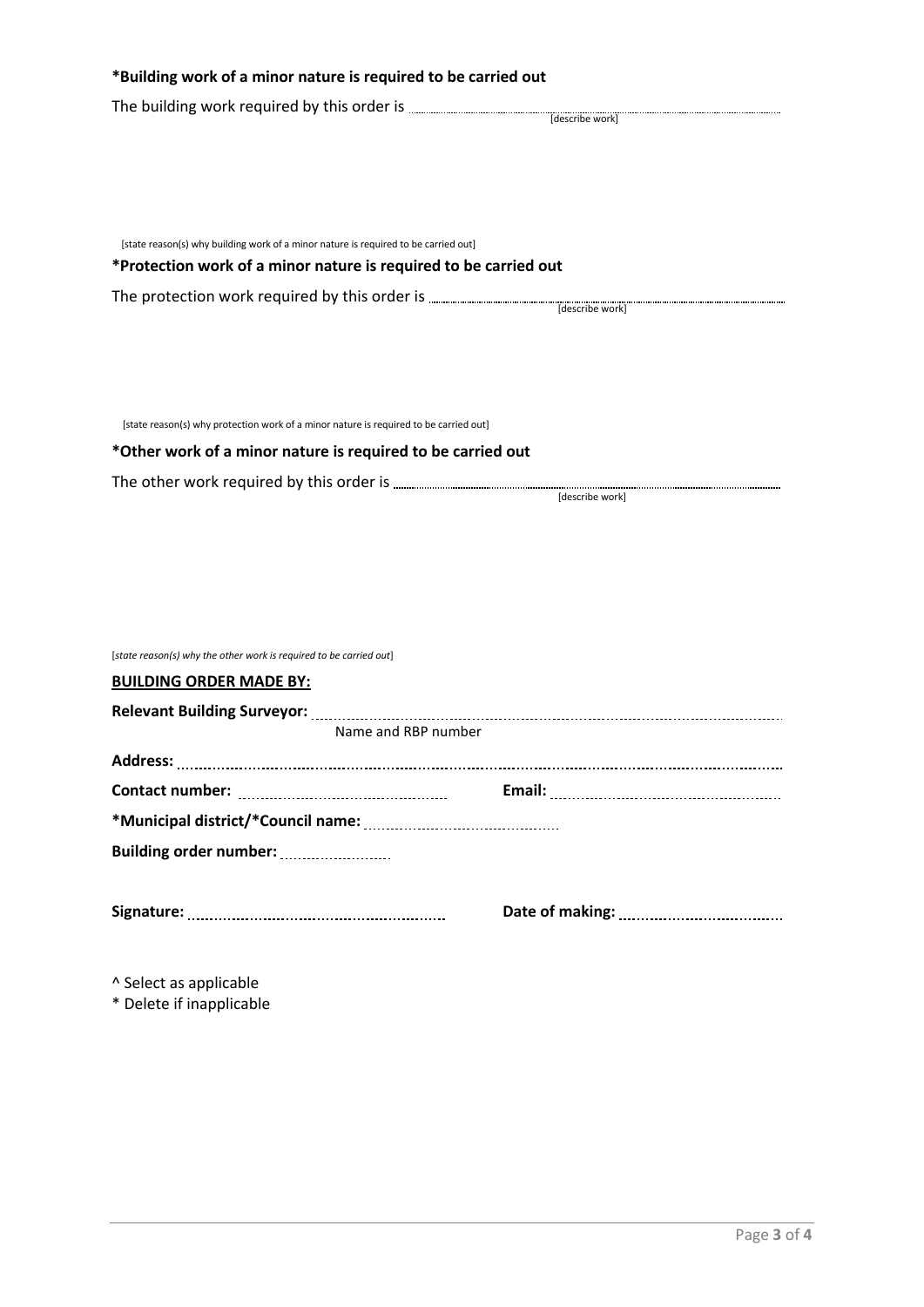**\*Building work of a minor nature is required to be carried out**

The building work required by this order is ................................................
[describe work]

[state reason(s) why building work of a minor nature is required to be carried out]

**\*Protection work of a minor nature is required to be carried out**

The protection work required by this order is ................................................
[describe work]

[state reason(s) why protection work of a minor nature is required to be carried out]

**\*Other work of a minor nature is required to be carried out**

The other work required by this order is ................................................
[describe work]

[*state reason(s) why the other work is required to be carried out*]

**<u>BUILDING ORDER MADE BY:</u>**

**Relevant Building Surveyor:** ................................................
Name and RBP number

**Address:** ................................................

**Contact number:** ................................................ **Email:** ................................................

**\*Municipal district/\*Council name:** ................................................

**Building order number:** ................................................

**Signature:** ................................................ **Date of making:** ................................................

^ Select as applicable
\* Delete if inapplicable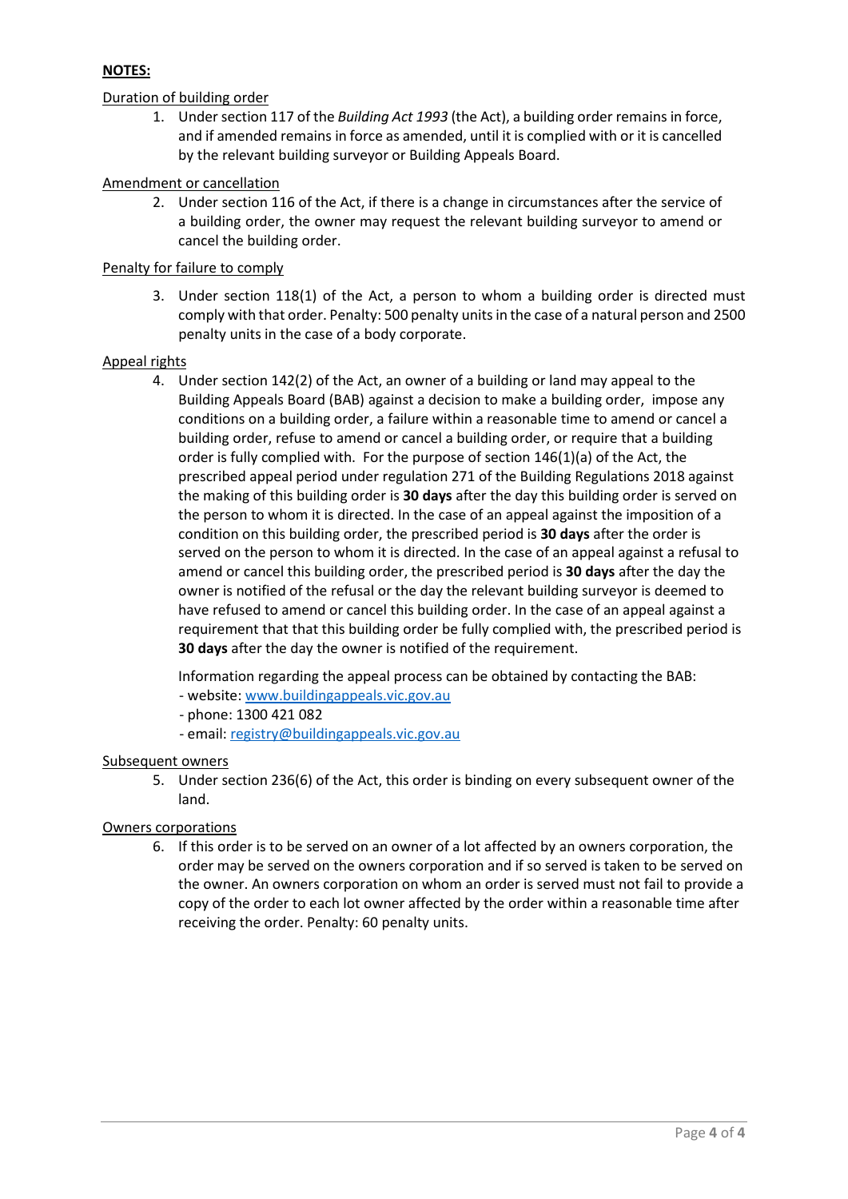**NOTES:**

Duration of building order

1. Under section 117 of the *Building Act 1993* (the Act), a building order remains in force, and if amended remains in force as amended, until it is complied with or it is cancelled by the relevant building surveyor or Building Appeals Board.

Amendment or cancellation

2. Under section 116 of the Act, if there is a change in circumstances after the service of a building order, the owner may request the relevant building surveyor to amend or cancel the building order.

Penalty for failure to comply

3. Under section 118(1) of the Act, a person to whom a building order is directed must comply with that order. Penalty: 500 penalty units in the case of a natural person and 2500 penalty units in the case of a body corporate.

Appeal rights

4. Under section 142(2) of the Act, an owner of a building or land may appeal to the Building Appeals Board (BAB) against a decision to make a building order, impose any conditions on a building order, a failure within a reasonable time to amend or cancel a building order, refuse to amend or cancel a building order, or require that a building order is fully complied with. For the purpose of section 146(1)(a) of the Act, the prescribed appeal period under regulation 271 of the Building Regulations 2018 against the making of this building order is **30 days** after the day this building order is served on the person to whom it is directed. In the case of an appeal against the imposition of a condition on this building order, the prescribed period is **30 days** after the order is served on the person to whom it is directed. In the case of an appeal against a refusal to amend or cancel this building order, the prescribed period is **30 days** after the day the owner is notified of the refusal or the day the relevant building surveyor is deemed to have refused to amend or cancel this building order. In the case of an appeal against a requirement that that this building order be fully complied with, the prescribed period is **30 days** after the day the owner is notified of the requirement.

   Information regarding the appeal process can be obtained by contacting the BAB:
   - website: www.buildingappeals.vic.gov.au
   - phone: 1300 421 082
   - email: registry@buildingappeals.vic.gov.au

Subsequent owners

5. Under section 236(6) of the Act, this order is binding on every subsequent owner of the land.

Owners corporations

6. If this order is to be served on an owner of a lot affected by an owners corporation, the order may be served on the owners corporation and if so served is taken to be served on the owner. An owners corporation on whom an order is served must not fail to provide a copy of the order to each lot owner affected by the order within a reasonable time after receiving the order. Penalty: 60 penalty units.